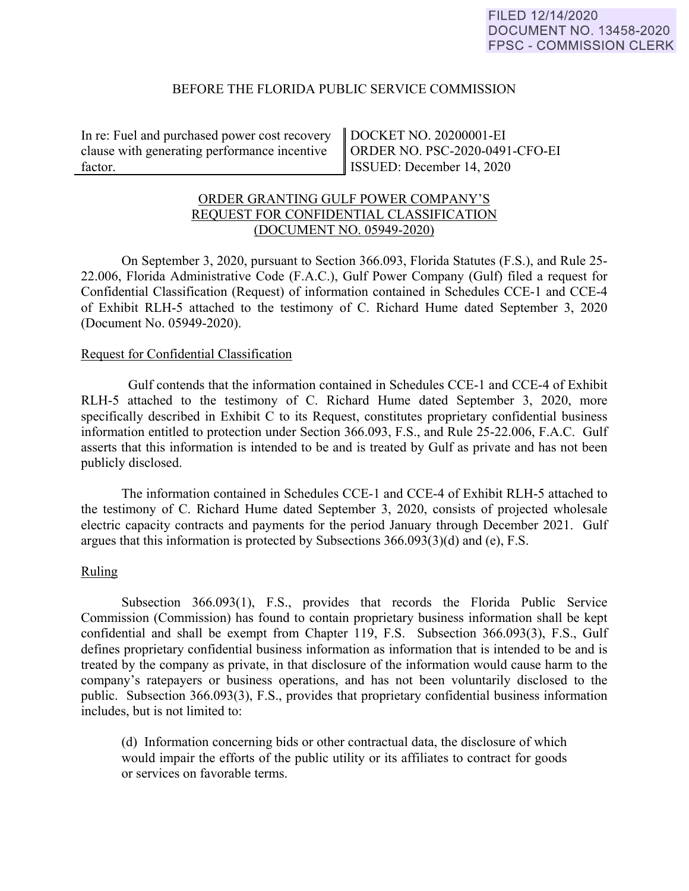FILED 12/14/2020
DOCUMENT NO. 13458-2020
FPSC - COMMISSION CLERK

BEFORE THE FLORIDA PUBLIC SERVICE COMMISSION

| In re: Fuel and purchased power cost recovery clause with generating performance incentive factor. | DOCKET NO. 20200001-EI<br>ORDER NO. PSC-2020-0491-CFO-EI<br>ISSUED: December 14, 2020 |
| --- | --- |

ORDER GRANTING GULF POWER COMPANY'S REQUEST FOR CONFIDENTIAL CLASSIFICATION (DOCUMENT NO. 05949-2020)

On September 3, 2020, pursuant to Section 366.093, Florida Statutes (F.S.), and Rule 25-22.006, Florida Administrative Code (F.A.C.), Gulf Power Company (Gulf) filed a request for Confidential Classification (Request) of information contained in Schedules CCE-1 and CCE-4 of Exhibit RLH-5 attached to the testimony of C. Richard Hume dated September 3, 2020 (Document No. 05949-2020).

## Request for Confidential Classification

Gulf contends that the information contained in Schedules CCE-1 and CCE-4 of Exhibit RLH-5 attached to the testimony of C. Richard Hume dated September 3, 2020, more specifically described in Exhibit C to its Request, constitutes proprietary confidential business information entitled to protection under Section 366.093, F.S., and Rule 25-22.006, F.A.C. Gulf asserts that this information is intended to be and is treated by Gulf as private and has not been publicly disclosed.

The information contained in Schedules CCE-1 and CCE-4 of Exhibit RLH-5 attached to the testimony of C. Richard Hume dated September 3, 2020, consists of projected wholesale electric capacity contracts and payments for the period January through December 2021. Gulf argues that this information is protected by Subsections 366.093(3)(d) and (e), F.S.

## Ruling

Subsection 366.093(1), F.S., provides that records the Florida Public Service Commission (Commission) has found to contain proprietary business information shall be kept confidential and shall be exempt from Chapter 119, F.S. Subsection 366.093(3), F.S., Gulf defines proprietary confidential business information as information that is intended to be and is treated by the company as private, in that disclosure of the information would cause harm to the company's ratepayers or business operations, and has not been voluntarily disclosed to the public. Subsection 366.093(3), F.S., provides that proprietary confidential business information includes, but is not limited to:

> (d) Information concerning bids or other contractual data, the disclosure of which would impair the efforts of the public utility or its affiliates to contract for goods or services on favorable terms.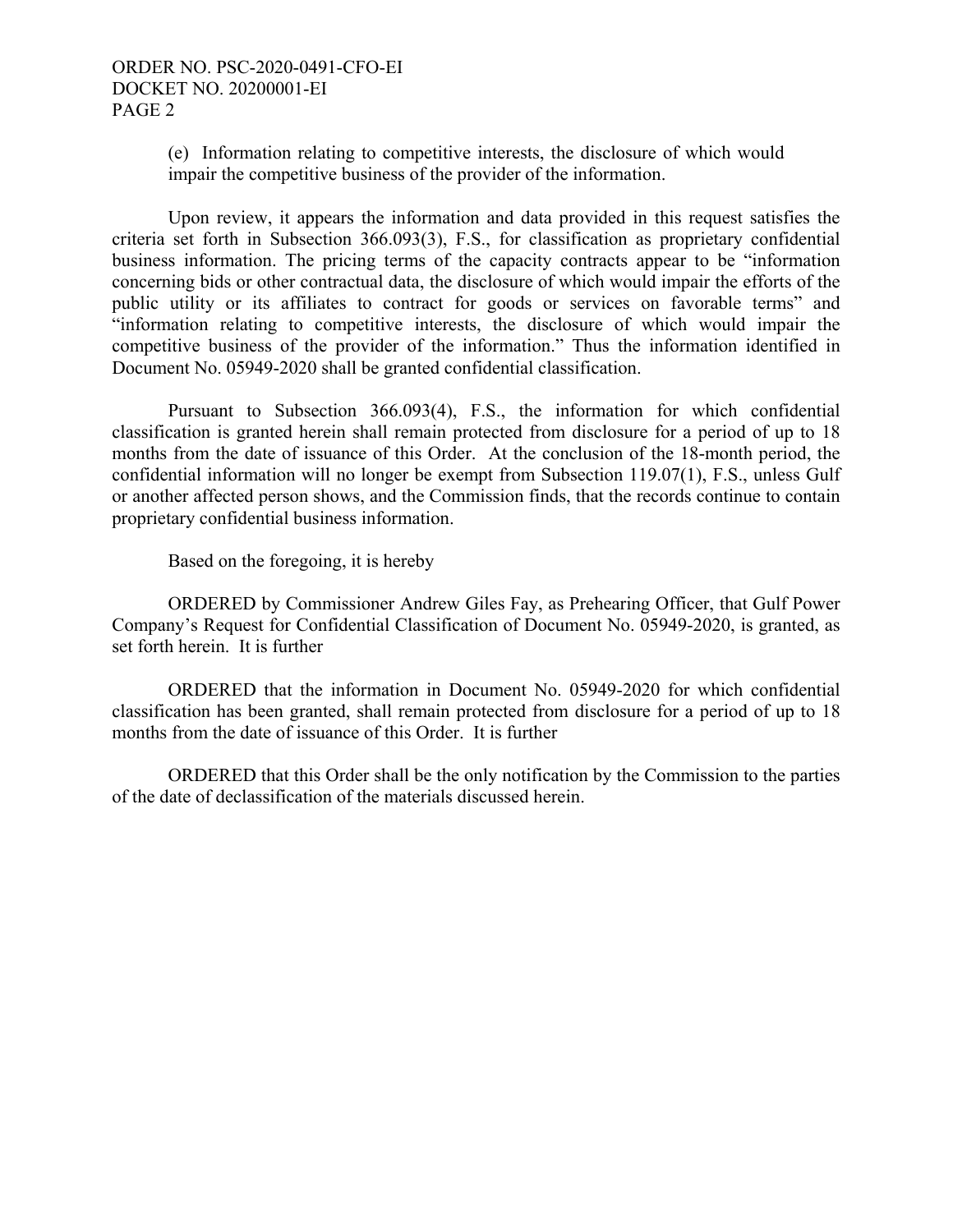(e) Information relating to competitive interests, the disclosure of which would impair the competitive business of the provider of the information.

Upon review, it appears the information and data provided in this request satisfies the criteria set forth in Subsection 366.093(3), F.S., for classification as proprietary confidential business information. The pricing terms of the capacity contracts appear to be "information concerning bids or other contractual data, the disclosure of which would impair the efforts of the public utility or its affiliates to contract for goods or services on favorable terms" and "information relating to competitive interests, the disclosure of which would impair the competitive business of the provider of the information." Thus the information identified in Document No. 05949-2020 shall be granted confidential classification.

Pursuant to Subsection 366.093(4), F.S., the information for which confidential classification is granted herein shall remain protected from disclosure for a period of up to 18 months from the date of issuance of this Order. At the conclusion of the 18-month period, the confidential information will no longer be exempt from Subsection 119.07(1), F.S., unless Gulf or another affected person shows, and the Commission finds, that the records continue to contain proprietary confidential business information.

Based on the foregoing, it is hereby

ORDERED by Commissioner Andrew Giles Fay, as Prehearing Officer, that Gulf Power Company's Request for Confidential Classification of Document No. 05949-2020, is granted, as set forth herein. It is further

ORDERED that the information in Document No. 05949-2020 for which confidential classification has been granted, shall remain protected from disclosure for a period of up to 18 months from the date of issuance of this Order. It is further

ORDERED that this Order shall be the only notification by the Commission to the parties of the date of declassification of the materials discussed herein.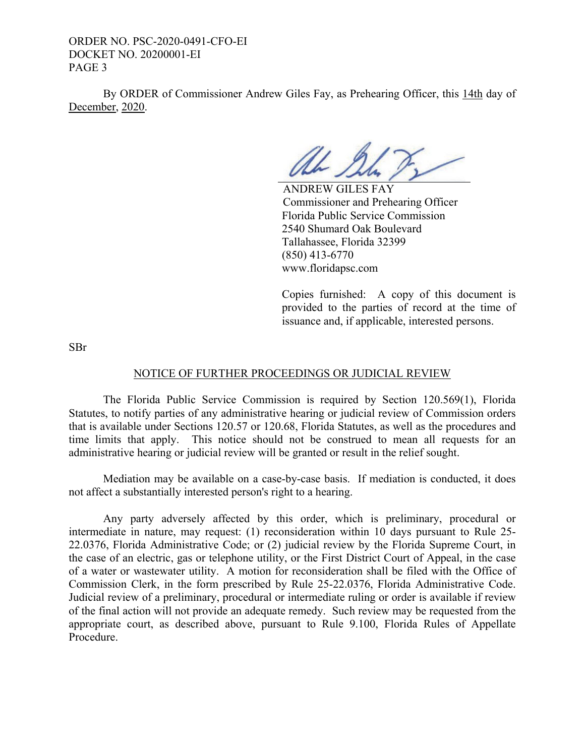By ORDER of Commissioner Andrew Giles Fay, as Prehearing Officer, this 14th day of December, 2020.

ANDREW GILES FAY
Commissioner and Prehearing Officer
Florida Public Service Commission
2540 Shumard Oak Boulevard
Tallahassee, Florida 32399
(850) 413-6770
www.floridapsc.com

Copies furnished: A copy of this document is provided to the parties of record at the time of issuance and, if applicable, interested persons.

SBr

## NOTICE OF FURTHER PROCEEDINGS OR JUDICIAL REVIEW

The Florida Public Service Commission is required by Section 120.569(1), Florida Statutes, to notify parties of any administrative hearing or judicial review of Commission orders that is available under Sections 120.57 or 120.68, Florida Statutes, as well as the procedures and time limits that apply. This notice should not be construed to mean all requests for an administrative hearing or judicial review will be granted or result in the relief sought.

Mediation may be available on a case-by-case basis. If mediation is conducted, it does not affect a substantially interested person's right to a hearing.

Any party adversely affected by this order, which is preliminary, procedural or intermediate in nature, may request: (1) reconsideration within 10 days pursuant to Rule 25-22.0376, Florida Administrative Code; or (2) judicial review by the Florida Supreme Court, in the case of an electric, gas or telephone utility, or the First District Court of Appeal, in the case of a water or wastewater utility. A motion for reconsideration shall be filed with the Office of Commission Clerk, in the form prescribed by Rule 25-22.0376, Florida Administrative Code. Judicial review of a preliminary, procedural or intermediate ruling or order is available if review of the final action will not provide an adequate remedy. Such review may be requested from the appropriate court, as described above, pursuant to Rule 9.100, Florida Rules of Appellate Procedure.